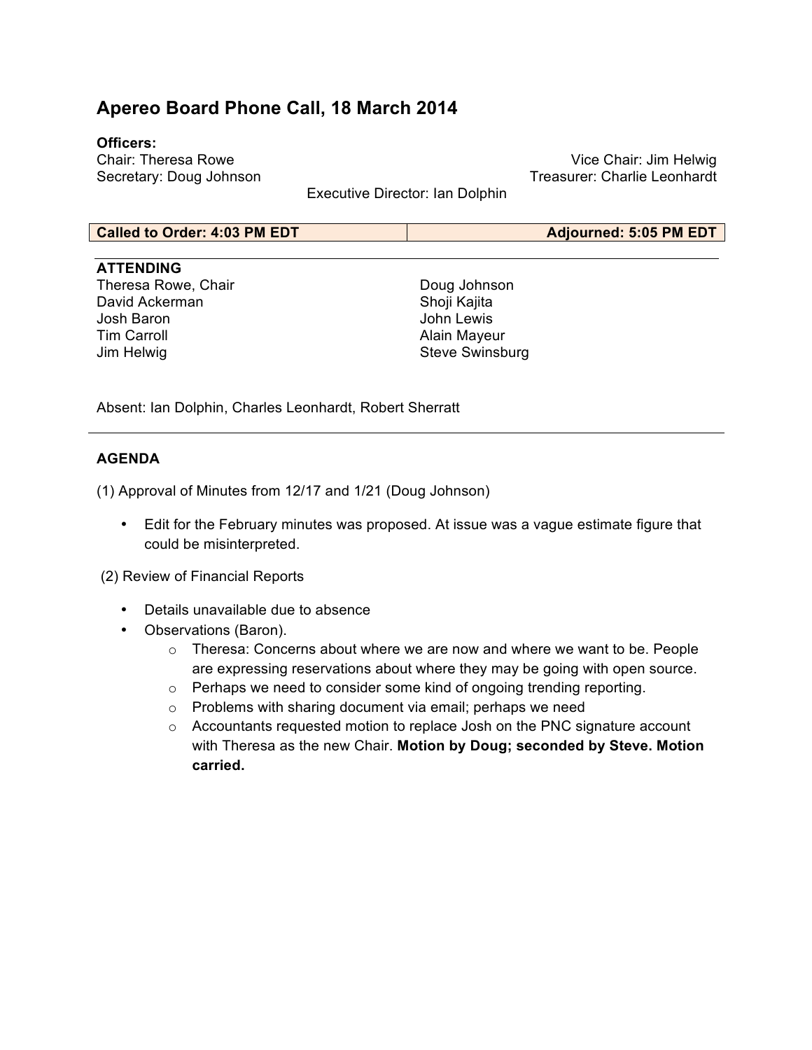# Apereo Board Phone Call, 18 March 2014

**Officers:**

Chair: Theresa Rowe
Vice Chair: Jim Helwig
Secretary: Doug Johnson
Treasurer: Charlie Leonhardt
Executive Director: Ian Dolphin

| Called to Order: 4:03 PM EDT | Adjourned: 5:05 PM EDT |
|---|---|

**ATTENDING**

Theresa Rowe, Chair
David Ackerman
Josh Baron
Tim Carroll
Jim Helwig
Doug Johnson
Shoji Kajita
John Lewis
Alain Mayeur
Steve Swinsburg

Absent: Ian Dolphin, Charles Leonhardt, Robert Sherratt

---

**AGENDA**

(1) Approval of Minutes from 12/17 and 1/21 (Doug Johnson)

- Edit for the February minutes was proposed. At issue was a vague estimate figure that could be misinterpreted.

(2) Review of Financial Reports

- Details unavailable due to absence
- Observations (Baron).
  - Theresa: Concerns about where we are now and where we want to be. People are expressing reservations about where they may be going with open source.
  - Perhaps we need to consider some kind of ongoing trending reporting.
  - Problems with sharing document via email; perhaps we need
  - Accountants requested motion to replace Josh on the PNC signature account with Theresa as the new Chair. **Motion by Doug; seconded by Steve. Motion carried.**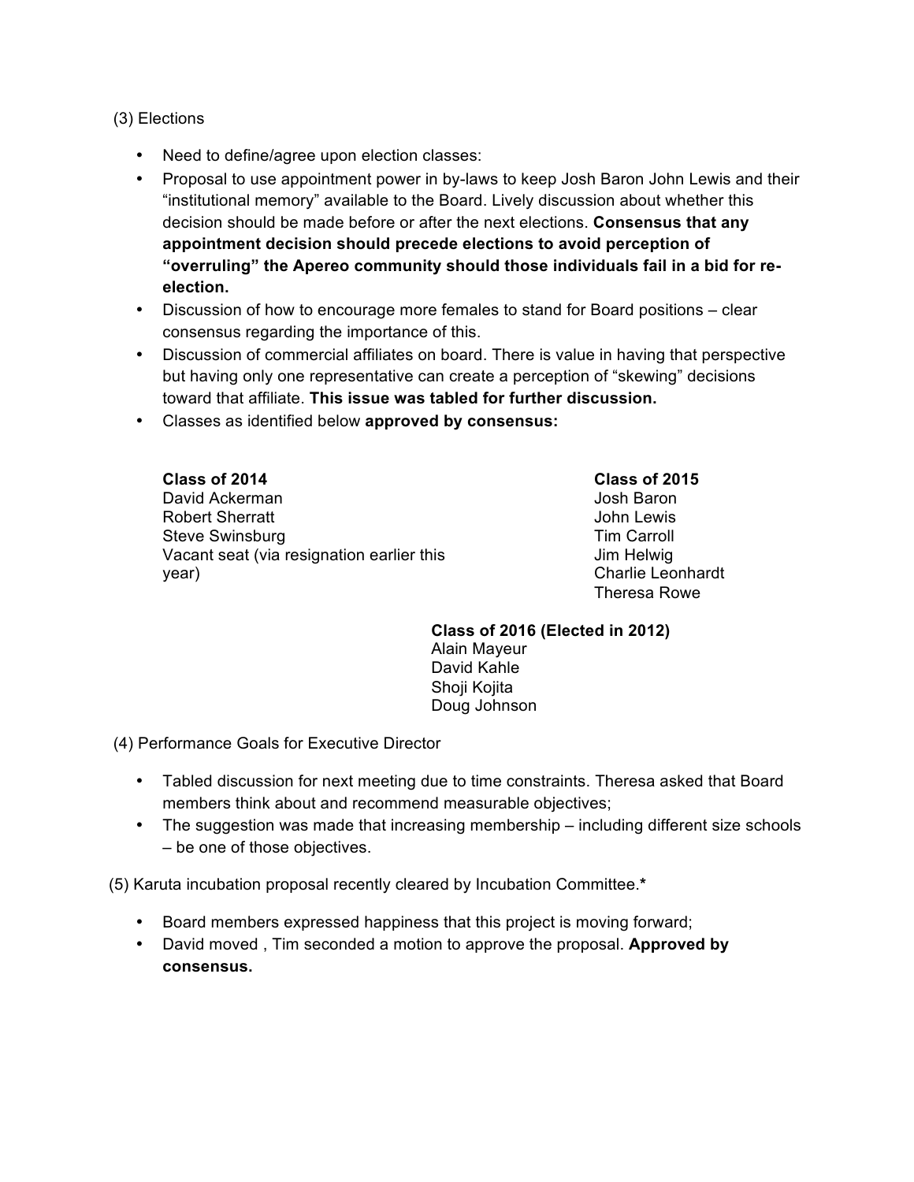(3) Elections

- Need to define/agree upon election classes:
- Proposal to use appointment power in by-laws to keep Josh Baron John Lewis and their "institutional memory" available to the Board. Lively discussion about whether this decision should be made before or after the next elections. **Consensus that any appointment decision should precede elections to avoid perception of "overruling" the Apereo community should those individuals fail in a bid for re-election.**
- Discussion of how to encourage more females to stand for Board positions – clear consensus regarding the importance of this.
- Discussion of commercial affiliates on board. There is value in having that perspective but having only one representative can create a perception of "skewing" decisions toward that affiliate. **This issue was tabled for further discussion.**
- Classes as identified below **approved by consensus:**

**Class of 2014**
David Ackerman
Robert Sherratt
Steve Swinsburg
Vacant seat (via resignation earlier this year)

**Class of 2015**
Josh Baron
John Lewis
Tim Carroll
Jim Helwig
Charlie Leonhardt
Theresa Rowe

**Class of 2016 (Elected in 2012)**
Alain Mayeur
David Kahle
Shoji Kojita
Doug Johnson

(4) Performance Goals for Executive Director

- Tabled discussion for next meeting due to time constraints. Theresa asked that Board members think about and recommend measurable objectives;
- The suggestion was made that increasing membership – including different size schools – be one of those objectives.

(5) Karuta incubation proposal recently cleared by Incubation Committee.**\***

- Board members expressed happiness that this project is moving forward;
- David moved , Tim seconded a motion to approve the proposal. **Approved by consensus.**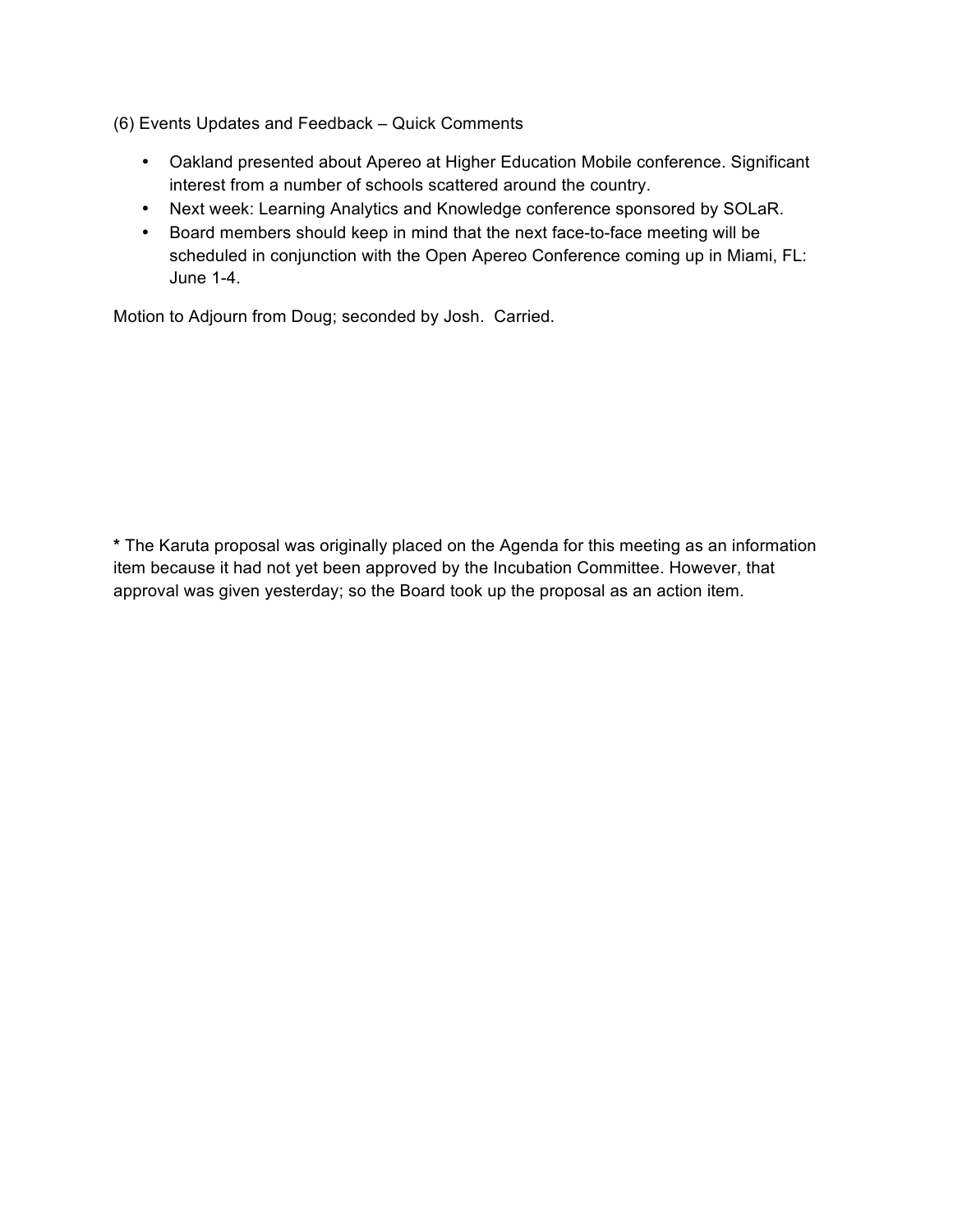(6) Events Updates and Feedback – Quick Comments

- Oakland presented about Apereo at Higher Education Mobile conference. Significant interest from a number of schools scattered around the country.
- Next week: Learning Analytics and Knowledge conference sponsored by SOLaR.
- Board members should keep in mind that the next face-to-face meeting will be scheduled in conjunction with the Open Apereo Conference coming up in Miami, FL: June 1-4.

Motion to Adjourn from Doug; seconded by Josh. Carried.

**\*** The Karuta proposal was originally placed on the Agenda for this meeting as an information item because it had not yet been approved by the Incubation Committee. However, that approval was given yesterday; so the Board took up the proposal as an action item.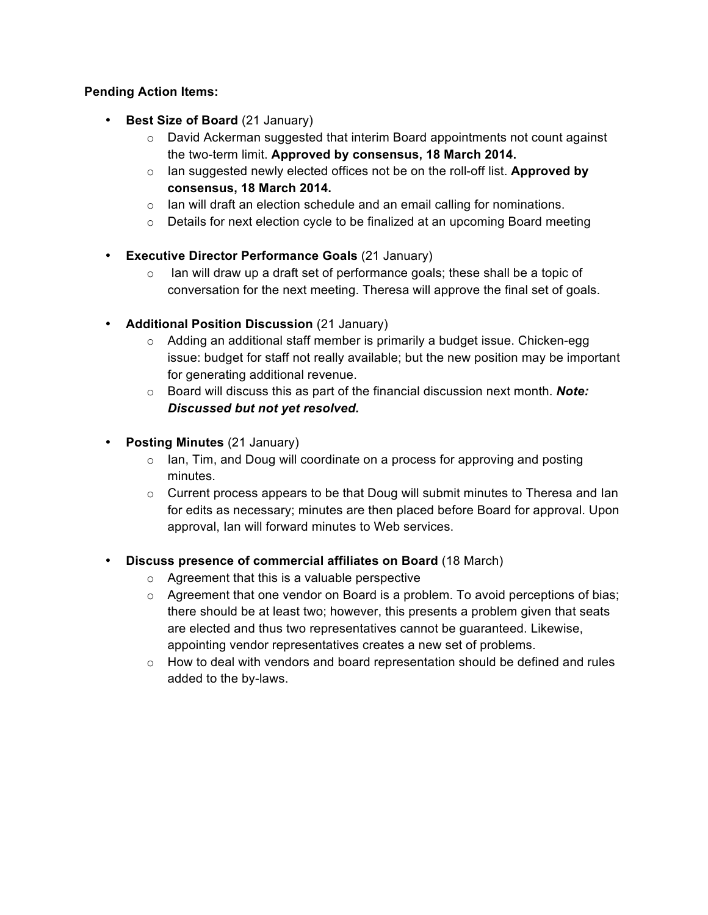**Pending Action Items:**

- **Best Size of Board** (21 January)
  - David Ackerman suggested that interim Board appointments not count against the two-term limit. **Approved by consensus, 18 March 2014.**
  - Ian suggested newly elected offices not be on the roll-off list. **Approved by consensus, 18 March 2014.**
  - Ian will draft an election schedule and an email calling for nominations.
  - Details for next election cycle to be finalized at an upcoming Board meeting

- **Executive Director Performance Goals** (21 January)
  - Ian will draw up a draft set of performance goals; these shall be a topic of conversation for the next meeting. Theresa will approve the final set of goals.

- **Additional Position Discussion** (21 January)
  - Adding an additional staff member is primarily a budget issue. Chicken-egg issue: budget for staff not really available; but the new position may be important for generating additional revenue.
  - Board will discuss this as part of the financial discussion next month. ***Note: Discussed but not yet resolved.***

- **Posting Minutes** (21 January)
  - Ian, Tim, and Doug will coordinate on a process for approving and posting minutes.
  - Current process appears to be that Doug will submit minutes to Theresa and Ian for edits as necessary; minutes are then placed before Board for approval. Upon approval, Ian will forward minutes to Web services.

- **Discuss presence of commercial affiliates on Board** (18 March)
  - Agreement that this is a valuable perspective
  - Agreement that one vendor on Board is a problem. To avoid perceptions of bias; there should be at least two; however, this presents a problem given that seats are elected and thus two representatives cannot be guaranteed. Likewise, appointing vendor representatives creates a new set of problems.
  - How to deal with vendors and board representation should be defined and rules added to the by-laws.